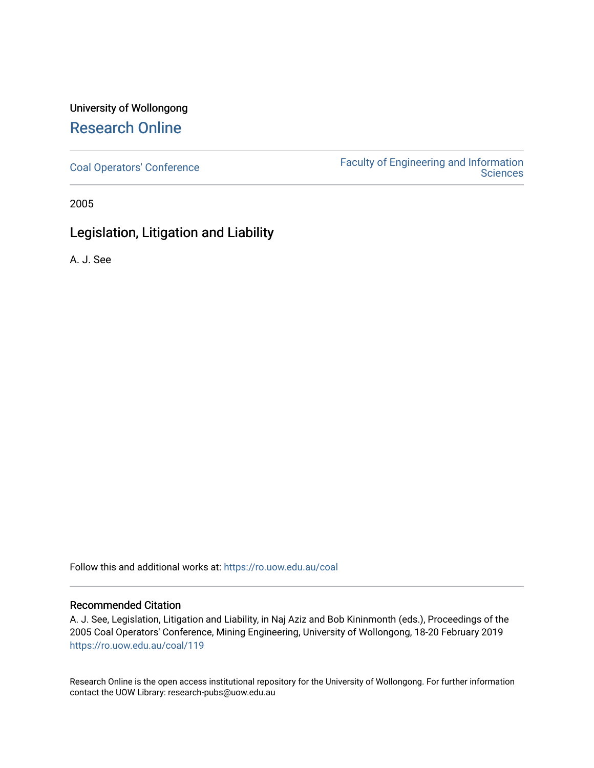University of Wollongong

# Research Online

Coal Operators' Conference | Faculty of Engineering and Information Sciences

2005

## Legislation, Litigation and Liability

A. J. See

Follow this and additional works at: https://ro.uow.edu.au/coal

### Recommended Citation

A. J. See, Legislation, Litigation and Liability, in Naj Aziz and Bob Kininmonth (eds.), Proceedings of the 2005 Coal Operators' Conference, Mining Engineering, University of Wollongong, 18-20 February 2019
https://ro.uow.edu.au/coal/119

Research Online is the open access institutional repository for the University of Wollongong. For further information contact the UOW Library: research-pubs@uow.edu.au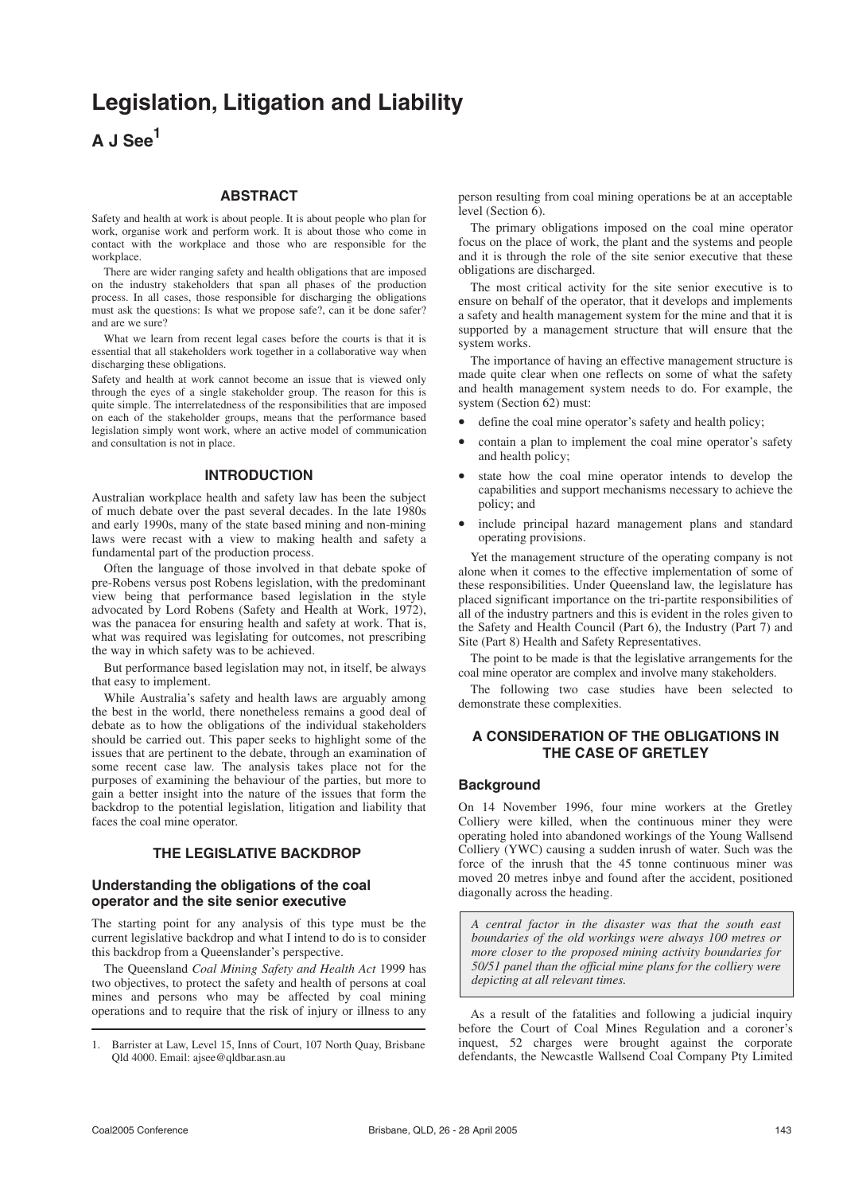# Legislation, Litigation and Liability

## A J See[1]

### ABSTRACT

Safety and health at work is about people. It is about people who plan for work, organise work and perform work. It is about those who come in contact with the workplace and those who are responsible for the workplace.

There are wider ranging safety and health obligations that are imposed on the industry stakeholders that span all phases of the production process. In all cases, those responsible for discharging the obligations must ask the questions: Is what we propose safe?, can it be done safer? and are we sure?

What we learn from recent legal cases before the courts is that it is essential that all stakeholders work together in a collaborative way when discharging these obligations.

Safety and health at work cannot become an issue that is viewed only through the eyes of a single stakeholder group. The reason for this is quite simple. The interrelatedness of the responsibilities that are imposed on each of the stakeholder groups, means that the performance based legislation simply wont work, where an active model of communication and consultation is not in place.

### INTRODUCTION

Australian workplace health and safety law has been the subject of much debate over the past several decades. In the late 1980s and early 1990s, many of the state based mining and non-mining laws were recast with a view to making health and safety a fundamental part of the production process.

Often the language of those involved in that debate spoke of pre-Robens versus post Robens legislation, with the predominant view being that performance based legislation in the style advocated by Lord Robens (Safety and Health at Work, 1972), was the panacea for ensuring health and safety at work. That is, what was required was legislating for outcomes, not prescribing the way in which safety was to be achieved.

But performance based legislation may not, in itself, be always that easy to implement.

While Australia's safety and health laws are arguably among the best in the world, there nonetheless remains a good deal of debate as to how the obligations of the individual stakeholders should be carried out. This paper seeks to highlight some of the issues that are pertinent to the debate, through an examination of some recent case law. The analysis takes place not for the purposes of examining the behaviour of the parties, but more to gain a better insight into the nature of the issues that form the backdrop to the potential legislation, litigation and liability that faces the coal mine operator.

### THE LEGISLATIVE BACKDROP

#### Understanding the obligations of the coal operator and the site senior executive

The starting point for any analysis of this type must be the current legislative backdrop and what I intend to do is to consider this backdrop from a Queenslander's perspective.

The Queensland *Coal Mining Safety and Health Act* 1999 has two objectives, to protect the safety and health of persons at coal mines and persons who may be affected by coal mining operations and to require that the risk of injury or illness to any person resulting from coal mining operations be at an acceptable level (Section 6).

The primary obligations imposed on the coal mine operator focus on the place of work, the plant and the systems and people and it is through the role of the site senior executive that these obligations are discharged.

The most critical activity for the site senior executive is to ensure on behalf of the operator, that it develops and implements a safety and health management system for the mine and that it is supported by a management structure that will ensure that the system works.

The importance of having an effective management structure is made quite clear when one reflects on some of what the safety and health management system needs to do. For example, the system (Section 62) must:

- define the coal mine operator's safety and health policy;
- contain a plan to implement the coal mine operator's safety and health policy;
- state how the coal mine operator intends to develop the capabilities and support mechanisms necessary to achieve the policy; and
- include principal hazard management plans and standard operating provisions.

Yet the management structure of the operating company is not alone when it comes to the effective implementation of some of these responsibilities. Under Queensland law, the legislature has placed significant importance on the tri-partite responsibilities of all of the industry partners and this is evident in the roles given to the Safety and Health Council (Part 6), the Industry (Part 7) and Site (Part 8) Health and Safety Representatives.

The point to be made is that the legislative arrangements for the coal mine operator are complex and involve many stakeholders.

The following two case studies have been selected to demonstrate these complexities.

### A CONSIDERATION OF THE OBLIGATIONS IN THE CASE OF GRETLEY

#### Background

On 14 November 1996, four mine workers at the Gretley Colliery were killed, when the continuous miner they were operating holed into abandoned workings of the Young Wallsend Colliery (YWC) causing a sudden inrush of water. Such was the force of the inrush that the 45 tonne continuous miner was moved 20 metres inbye and found after the accident, positioned diagonally across the heading.

> *A central factor in the disaster was that the south east boundaries of the old workings were always 100 metres or more closer to the proposed mining activity boundaries for 50/51 panel than the official mine plans for the colliery were depicting at all relevant times.*

As a result of the fatalities and following a judicial inquiry before the Court of Coal Mines Regulation and a coroner's inquest, 52 charges were brought against the corporate defendants, the Newcastle Wallsend Coal Company Pty Limited

1. Barrister at Law, Level 15, Inns of Court, 107 North Quay, Brisbane Qld 4000. Email: ajsee@qldbar.asn.au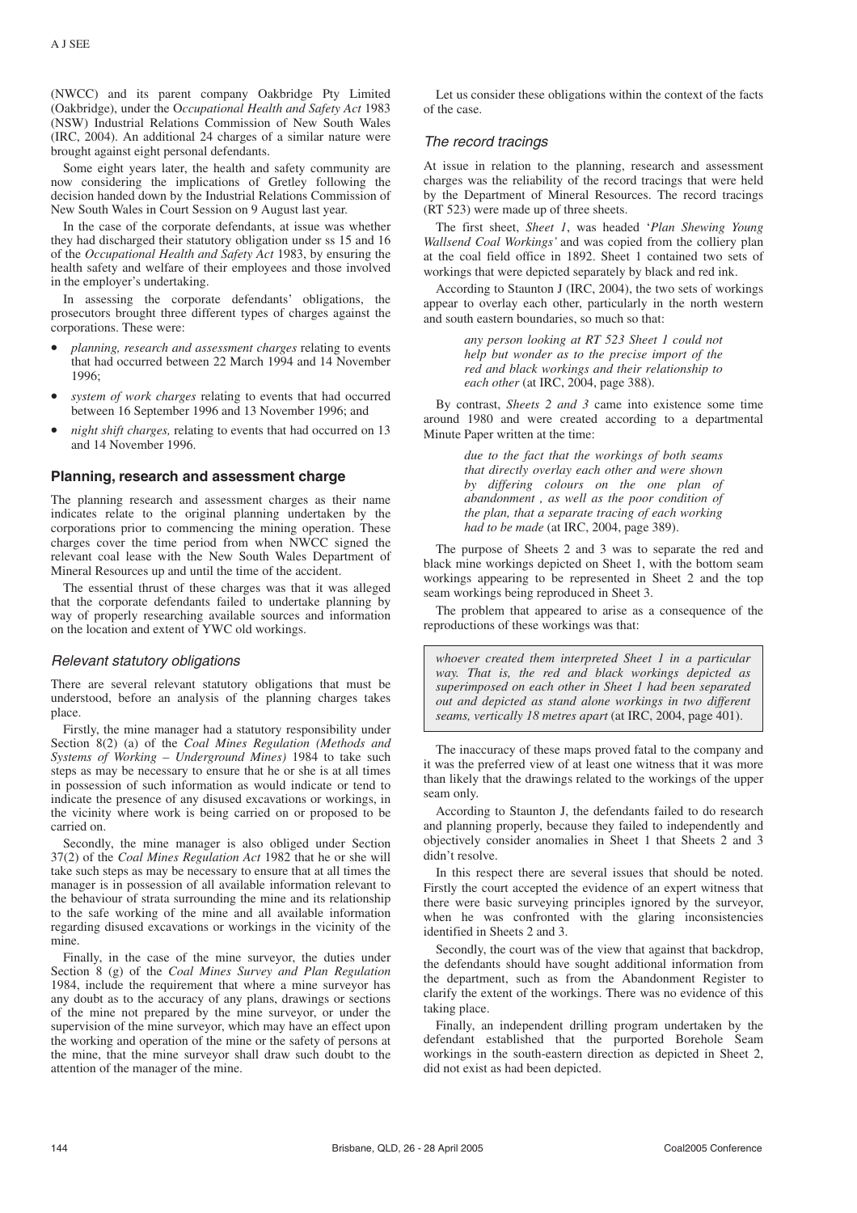(NWCC) and its parent company Oakbridge Pty Limited (Oakbridge), under the O*ccupational Health and Safety Act* 1983 (NSW) Industrial Relations Commission of New South Wales (IRC, 2004). An additional 24 charges of a similar nature were brought against eight personal defendants.

Some eight years later, the health and safety community are now considering the implications of Gretley following the decision handed down by the Industrial Relations Commission of New South Wales in Court Session on 9 August last year.

In the case of the corporate defendants, at issue was whether they had discharged their statutory obligation under ss 15 and 16 of the *Occupational Health and Safety Act* 1983, by ensuring the health safety and welfare of their employees and those involved in the employer's undertaking.

In assessing the corporate defendants' obligations, the prosecutors brought three different types of charges against the corporations. These were:

- *planning, research and assessment charges* relating to events that had occurred between 22 March 1994 and 14 November 1996;
- *system of work charges* relating to events that had occurred between 16 September 1996 and 13 November 1996; and
- *night shift charges,* relating to events that had occurred on 13 and 14 November 1996.

## Planning, research and assessment charge

The planning research and assessment charges as their name indicates relate to the original planning undertaken by the corporations prior to commencing the mining operation. These charges cover the time period from when NWCC signed the relevant coal lease with the New South Wales Department of Mineral Resources up and until the time of the accident.

The essential thrust of these charges was that it was alleged that the corporate defendants failed to undertake planning by way of properly researching available sources and information on the location and extent of YWC old workings.

### *Relevant statutory obligations*

There are several relevant statutory obligations that must be understood, before an analysis of the planning charges takes place.

Firstly, the mine manager had a statutory responsibility under Section 8(2) (a) of the *Coal Mines Regulation (Methods and Systems of Working – Underground Mines)* 1984 to take such steps as may be necessary to ensure that he or she is at all times in possession of such information as would indicate or tend to indicate the presence of any disused excavations or workings, in the vicinity where work is being carried on or proposed to be carried on.

Secondly, the mine manager is also obliged under Section 37(2) of the *Coal Mines Regulation Act* 1982 that he or she will take such steps as may be necessary to ensure that at all times the manager is in possession of all available information relevant to the behaviour of strata surrounding the mine and its relationship to the safe working of the mine and all available information regarding disused excavations or workings in the vicinity of the mine.

Finally, in the case of the mine surveyor, the duties under Section 8 (g) of the *Coal Mines Survey and Plan Regulation* 1984, include the requirement that where a mine surveyor has any doubt as to the accuracy of any plans, drawings or sections of the mine not prepared by the mine surveyor, or under the supervision of the mine surveyor, which may have an effect upon the working and operation of the mine or the safety of persons at the mine, that the mine surveyor shall draw such doubt to the attention of the manager of the mine.

Let us consider these obligations within the context of the facts of the case.

### *The record tracings*

At issue in relation to the planning, research and assessment charges was the reliability of the record tracings that were held by the Department of Mineral Resources. The record tracings (RT 523) were made up of three sheets.

The first sheet, *Sheet 1*, was headed '*Plan Shewing Young Wallsend Coal Workings'* and was copied from the colliery plan at the coal field office in 1892. Sheet 1 contained two sets of workings that were depicted separately by black and red ink.

According to Staunton J (IRC, 2004), the two sets of workings appear to overlay each other, particularly in the north western and south eastern boundaries, so much so that:

> *any person looking at RT 523 Sheet 1 could not help but wonder as to the precise import of the red and black workings and their relationship to each other* (at IRC, 2004, page 388).

By contrast, *Sheets 2 and 3* came into existence some time around 1980 and were created according to a departmental Minute Paper written at the time:

> *due to the fact that the workings of both seams that directly overlay each other and were shown by differing colours on the one plan of abandonment , as well as the poor condition of the plan, that a separate tracing of each working had to be made* (at IRC, 2004, page 389).

The purpose of Sheets 2 and 3 was to separate the red and black mine workings depicted on Sheet 1, with the bottom seam workings appearing to be represented in Sheet 2 and the top seam workings being reproduced in Sheet 3.

The problem that appeared to arise as a consequence of the reproductions of these workings was that:

> *whoever created them interpreted Sheet 1 in a particular way. That is, the red and black workings depicted as superimposed on each other in Sheet 1 had been separated out and depicted as stand alone workings in two different seams, vertically 18 metres apart* (at IRC, 2004, page 401).

The inaccuracy of these maps proved fatal to the company and it was the preferred view of at least one witness that it was more than likely that the drawings related to the workings of the upper seam only.

According to Staunton J, the defendants failed to do research and planning properly, because they failed to independently and objectively consider anomalies in Sheet 1 that Sheets 2 and 3 didn't resolve.

In this respect there are several issues that should be noted. Firstly the court accepted the evidence of an expert witness that there were basic surveying principles ignored by the surveyor, when he was confronted with the glaring inconsistencies identified in Sheets 2 and 3.

Secondly, the court was of the view that against that backdrop, the defendants should have sought additional information from the department, such as from the Abandonment Register to clarify the extent of the workings. There was no evidence of this taking place.

Finally, an independent drilling program undertaken by the defendant established that the purported Borehole Seam workings in the south-eastern direction as depicted in Sheet 2, did not exist as had been depicted.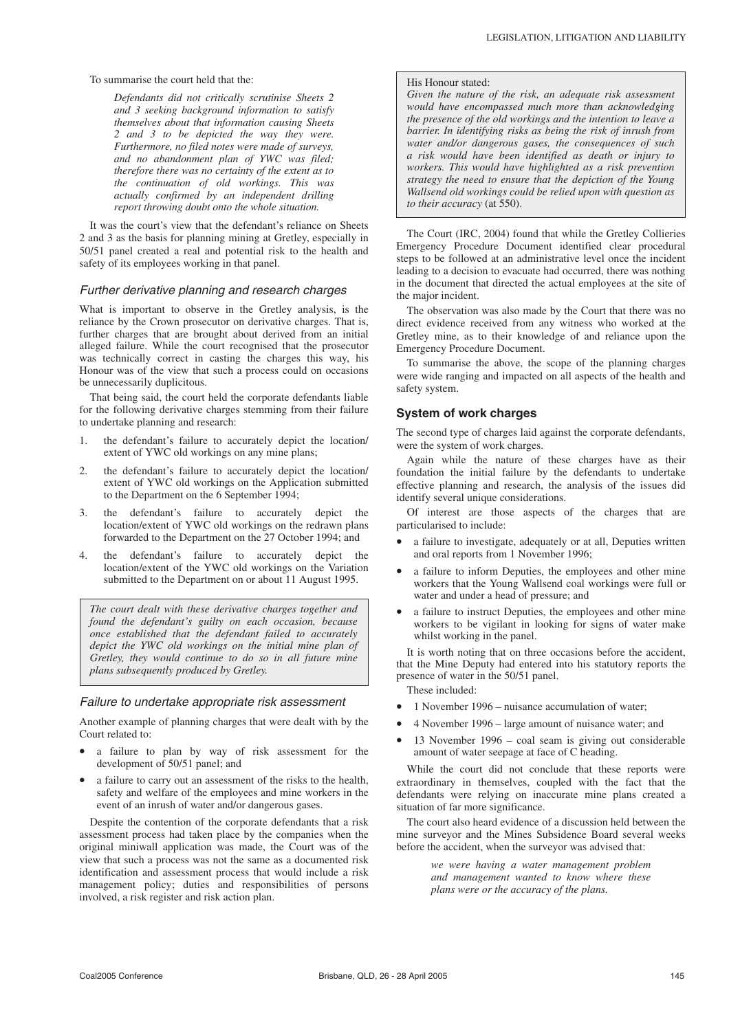To summarise the court held that the:

> *Defendants did not critically scrutinise Sheets 2 and 3 seeking background information to satisfy themselves about that information causing Sheets 2 and 3 to be depicted the way they were. Furthermore, no filed notes were made of surveys, and no abandonment plan of YWC was filed; therefore there was no certainty of the extent as to the continuation of old workings. This was actually confirmed by an independent drilling report throwing doubt onto the whole situation.*

It was the court's view that the defendant's reliance on Sheets 2 and 3 as the basis for planning mining at Gretley, especially in 50/51 panel created a real and potential risk to the health and safety of its employees working in that panel.

### *Further derivative planning and research charges*

What is important to observe in the Gretley analysis, is the reliance by the Crown prosecutor on derivative charges. That is, further charges that are brought about derived from an initial alleged failure. While the court recognised that the prosecutor was technically correct in casting the charges this way, his Honour was of the view that such a process could on occasions be unnecessarily duplicitous.

That being said, the court held the corporate defendants liable for the following derivative charges stemming from their failure to undertake planning and research:

1. the defendant's failure to accurately depict the location/extent of YWC old workings on any mine plans;
2. the defendant's failure to accurately depict the location/extent of YWC old workings on the Application submitted to the Department on the 6 September 1994;
3. the defendant's failure to accurately depict the location/extent of YWC old workings on the redrawn plans forwarded to the Department on the 27 October 1994; and
4. the defendant's failure to accurately depict the location/extent of the YWC old workings on the Variation submitted to the Department on or about 11 August 1995.

> *The court dealt with these derivative charges together and found the defendant's guilty on each occasion, because once established that the defendant failed to accurately depict the YWC old workings on the initial mine plan of Gretley, they would continue to do so in all future mine plans subsequently produced by Gretley.*

### *Failure to undertake appropriate risk assessment*

Another example of planning charges that were dealt with by the Court related to:

- a failure to plan by way of risk assessment for the development of 50/51 panel; and
- a failure to carry out an assessment of the risks to the health, safety and welfare of the employees and mine workers in the event of an inrush of water and/or dangerous gases.

Despite the contention of the corporate defendants that a risk assessment process had taken place by the companies when the original miniwall application was made, the Court was of the view that such a process was not the same as a documented risk identification and assessment process that would include a risk management policy; duties and responsibilities of persons involved, a risk register and risk action plan.

> His Honour stated:
> *Given the nature of the risk, an adequate risk assessment would have encompassed much more than acknowledging the presence of the old workings and the intention to leave a barrier. In identifying risks as being the risk of inrush from water and/or dangerous gases, the consequences of such a risk would have been identified as death or injury to workers. This would have highlighted as a risk prevention strategy the need to ensure that the depiction of the Young Wallsend old workings could be relied upon with question as to their accuracy* (at 550).

The Court (IRC, 2004) found that while the Gretley Collieries Emergency Procedure Document identified clear procedural steps to be followed at an administrative level once the incident leading to a decision to evacuate had occurred, there was nothing in the document that directed the actual employees at the site of the major incident.

The observation was also made by the Court that there was no direct evidence received from any witness who worked at the Gretley mine, as to their knowledge of and reliance upon the Emergency Procedure Document.

To summarise the above, the scope of the planning charges were wide ranging and impacted on all aspects of the health and safety system.

## System of work charges

The second type of charges laid against the corporate defendants, were the system of work charges.

Again while the nature of these charges have as their foundation the initial failure by the defendants to undertake effective planning and research, the analysis of the issues did identify several unique considerations.

Of interest are those aspects of the charges that are particularised to include:

- a failure to investigate, adequately or at all, Deputies written and oral reports from 1 November 1996;
- a failure to inform Deputies, the employees and other mine workers that the Young Wallsend coal workings were full or water and under a head of pressure; and
- a failure to instruct Deputies, the employees and other mine workers to be vigilant in looking for signs of water make whilst working in the panel.

It is worth noting that on three occasions before the accident, that the Mine Deputy had entered into his statutory reports the presence of water in the 50/51 panel.

These included:

- 1 November 1996 – nuisance accumulation of water;
- 4 November 1996 – large amount of nuisance water; and
- 13 November 1996 – coal seam is giving out considerable amount of water seepage at face of C heading.

While the court did not conclude that these reports were extraordinary in themselves, coupled with the fact that the defendants were relying on inaccurate mine plans created a situation of far more significance.

The court also heard evidence of a discussion held between the mine surveyor and the Mines Subsidence Board several weeks before the accident, when the surveyor was advised that:

> *we were having a water management problem and management wanted to know where these plans were or the accuracy of the plans.*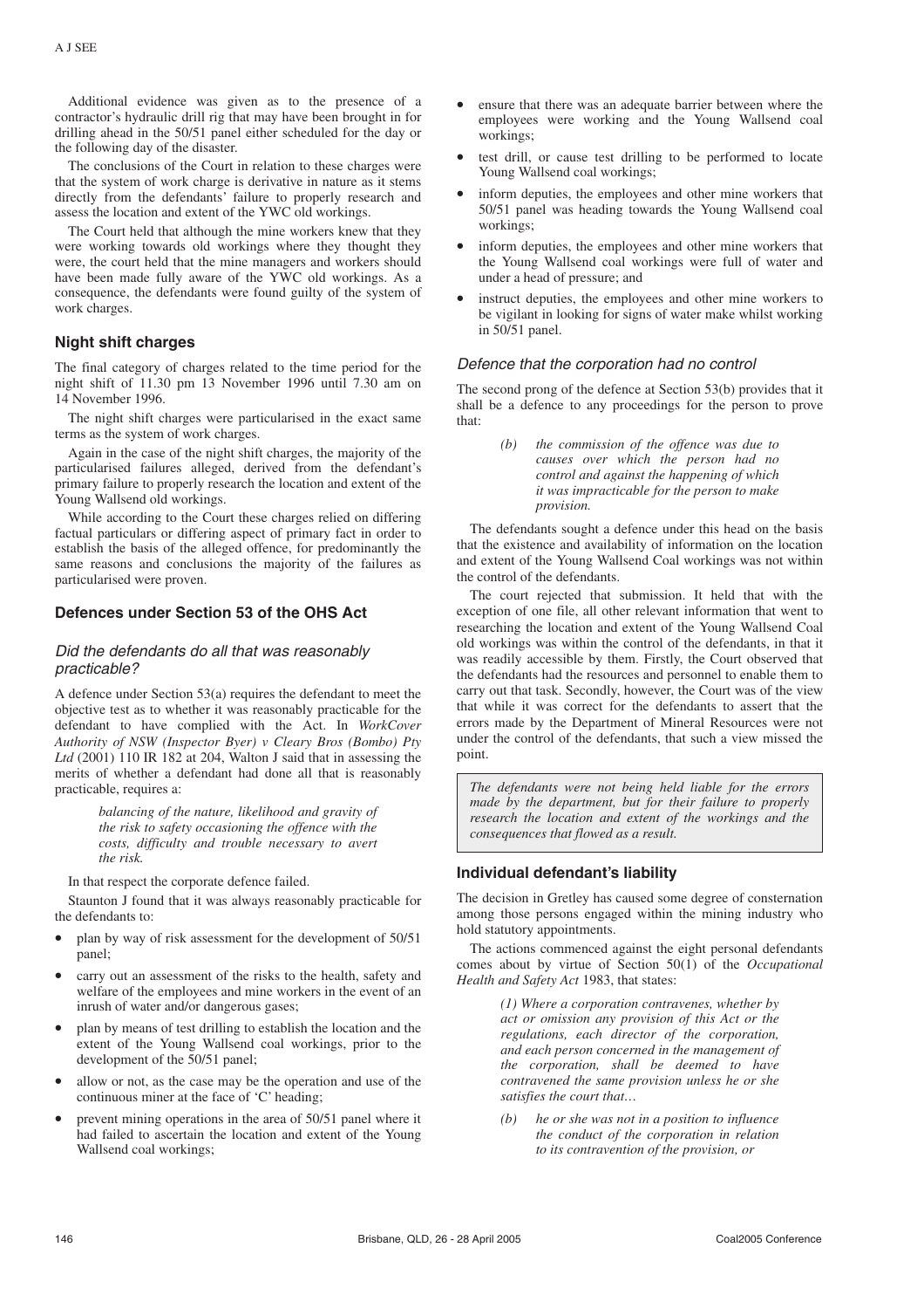Additional evidence was given as to the presence of a contractor's hydraulic drill rig that may have been brought in for drilling ahead in the 50/51 panel either scheduled for the day or the following day of the disaster.

The conclusions of the Court in relation to these charges were that the system of work charge is derivative in nature as it stems directly from the defendants' failure to properly research and assess the location and extent of the YWC old workings.

The Court held that although the mine workers knew that they were working towards old workings where they thought they were, the court held that the mine managers and workers should have been made fully aware of the YWC old workings. As a consequence, the defendants were found guilty of the system of work charges.

### Night shift charges

The final category of charges related to the time period for the night shift of 11.30 pm 13 November 1996 until 7.30 am on 14 November 1996.

The night shift charges were particularised in the exact same terms as the system of work charges.

Again in the case of the night shift charges, the majority of the particularised failures alleged, derived from the defendant's primary failure to properly research the location and extent of the Young Wallsend old workings.

While according to the Court these charges relied on differing factual particulars or differing aspect of primary fact in order to establish the basis of the alleged offence, for predominantly the same reasons and conclusions the majority of the failures as particularised were proven.

### Defences under Section 53 of the OHS Act

#### *Did the defendants do all that was reasonably practicable?*

A defence under Section 53(a) requires the defendant to meet the objective test as to whether it was reasonably practicable for the defendant to have complied with the Act. In *WorkCover Authority of NSW (Inspector Byer) v Cleary Bros (Bombo) Pty Ltd* (2001) 110 IR 182 at 204, Walton J said that in assessing the merits of whether a defendant had done all that is reasonably practicable, requires a:

> *balancing of the nature, likelihood and gravity of the risk to safety occasioning the offence with the costs, difficulty and trouble necessary to avert the risk.*

In that respect the corporate defence failed.

Staunton J found that it was always reasonably practicable for the defendants to:

- plan by way of risk assessment for the development of 50/51 panel;
- carry out an assessment of the risks to the health, safety and welfare of the employees and mine workers in the event of an inrush of water and/or dangerous gases;
- plan by means of test drilling to establish the location and the extent of the Young Wallsend coal workings, prior to the development of the 50/51 panel;
- allow or not, as the case may be the operation and use of the continuous miner at the face of 'C' heading;
- prevent mining operations in the area of 50/51 panel where it had failed to ascertain the location and extent of the Young Wallsend coal workings;
- ensure that there was an adequate barrier between where the employees were working and the Young Wallsend coal workings;
- test drill, or cause test drilling to be performed to locate Young Wallsend coal workings;
- inform deputies, the employees and other mine workers that 50/51 panel was heading towards the Young Wallsend coal workings;
- inform deputies, the employees and other mine workers that the Young Wallsend coal workings were full of water and under a head of pressure; and
- instruct deputies, the employees and other mine workers to be vigilant in looking for signs of water make whilst working in 50/51 panel.

#### *Defence that the corporation had no control*

The second prong of the defence at Section 53(b) provides that it shall be a defence to any proceedings for the person to prove that:

> *(b) the commission of the offence was due to causes over which the person had no control and against the happening of which it was impracticable for the person to make provision.*

The defendants sought a defence under this head on the basis that the existence and availability of information on the location and extent of the Young Wallsend Coal workings was not within the control of the defendants.

The court rejected that submission. It held that with the exception of one file, all other relevant information that went to researching the location and extent of the Young Wallsend Coal old workings was within the control of the defendants, in that it was readily accessible by them. Firstly, the Court observed that the defendants had the resources and personnel to enable them to carry out that task. Secondly, however, the Court was of the view that while it was correct for the defendants to assert that the errors made by the Department of Mineral Resources were not under the control of the defendants, that such a view missed the point.

> *The defendants were not being held liable for the errors made by the department, but for their failure to properly research the location and extent of the workings and the consequences that flowed as a result.*

### Individual defendant's liability

The decision in Gretley has caused some degree of consternation among those persons engaged within the mining industry who hold statutory appointments.

The actions commenced against the eight personal defendants comes about by virtue of Section 50(1) of the *Occupational Health and Safety Act* 1983, that states:

> *(1) Where a corporation contravenes, whether by act or omission any provision of this Act or the regulations, each director of the corporation, and each person concerned in the management of the corporation, shall be deemed to have contravened the same provision unless he or she satisfies the court that…*
>
> *(b) he or she was not in a position to influence the conduct of the corporation in relation to its contravention of the provision, or*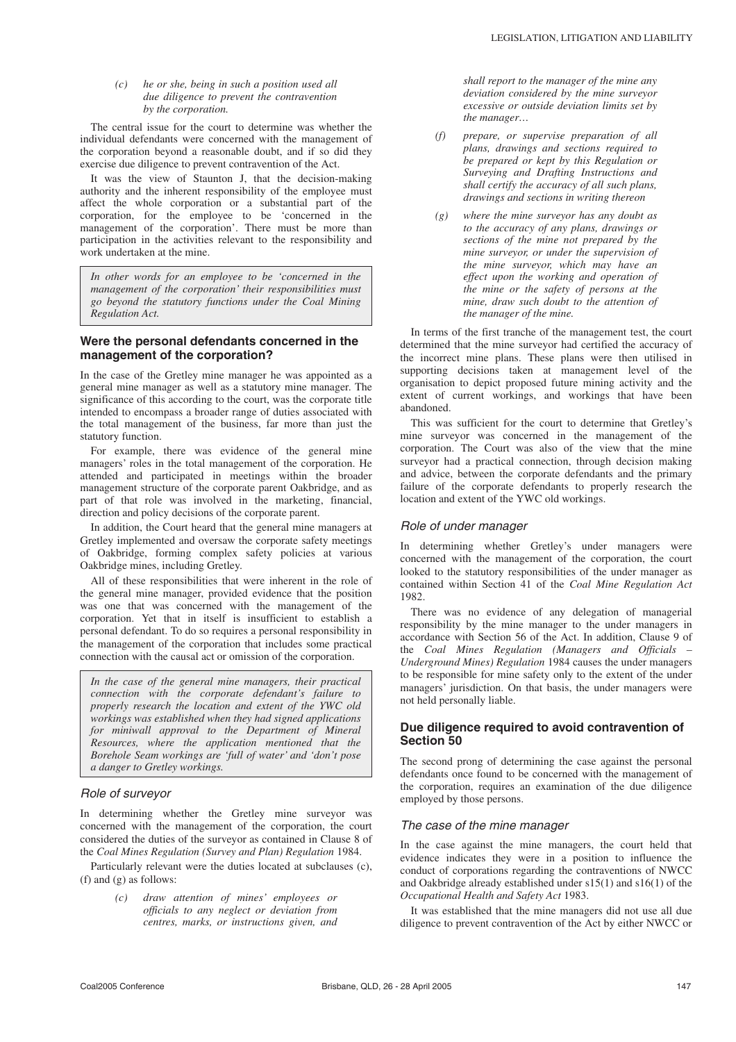*(c) he or she, being in such a position used all due diligence to prevent the contravention by the corporation.*

The central issue for the court to determine was whether the individual defendants were concerned with the management of the corporation beyond a reasonable doubt, and if so did they exercise due diligence to prevent contravention of the Act.

It was the view of Staunton J, that the decision-making authority and the inherent responsibility of the employee must affect the whole corporation or a substantial part of the corporation, for the employee to be 'concerned in the management of the corporation'. There must be more than participation in the activities relevant to the responsibility and work undertaken at the mine.

*In other words for an employee to be 'concerned in the management of the corporation' their responsibilities must go beyond the statutory functions under the Coal Mining Regulation Act.*

## Were the personal defendants concerned in the management of the corporation?

In the case of the Gretley mine manager he was appointed as a general mine manager as well as a statutory mine manager. The significance of this according to the court, was the corporate title intended to encompass a broader range of duties associated with the total management of the business, far more than just the statutory function.

For example, there was evidence of the general mine managers' roles in the total management of the corporation. He attended and participated in meetings within the broader management structure of the corporate parent Oakbridge, and as part of that role was involved in the marketing, financial, direction and policy decisions of the corporate parent.

In addition, the Court heard that the general mine managers at Gretley implemented and oversaw the corporate safety meetings of Oakbridge, forming complex safety policies at various Oakbridge mines, including Gretley.

All of these responsibilities that were inherent in the role of the general mine manager, provided evidence that the position was one that was concerned with the management of the corporation. Yet that in itself is insufficient to establish a personal defendant. To do so requires a personal responsibility in the management of the corporation that includes some practical connection with the causal act or omission of the corporation.

*In the case of the general mine managers, their practical connection with the corporate defendant's failure to properly research the location and extent of the YWC old workings was established when they had signed applications for miniwall approval to the Department of Mineral Resources, where the application mentioned that the Borehole Seam workings are 'full of water' and 'don't pose a danger to Gretley workings.*

### Role of surveyor

In determining whether the Gretley mine surveyor was concerned with the management of the corporation, the court considered the duties of the surveyor as contained in Clause 8 of the *Coal Mines Regulation (Survey and Plan) Regulation* 1984.

Particularly relevant were the duties located at subclauses (c), (f) and (g) as follows:

> *(c) draw attention of mines' employees or officials to any neglect or deviation from centres, marks, or instructions given, and shall report to the manager of the mine any deviation considered by the mine surveyor excessive or outside deviation limits set by the manager…*
>
> *(f) prepare, or supervise preparation of all plans, drawings and sections required to be prepared or kept by this Regulation or Surveying and Drafting Instructions and shall certify the accuracy of all such plans, drawings and sections in writing thereon*
>
> *(g) where the mine surveyor has any doubt as to the accuracy of any plans, drawings or sections of the mine not prepared by the mine surveyor, or under the supervision of the mine surveyor, which may have an effect upon the working and operation of the mine or the safety of persons at the mine, draw such doubt to the attention of the manager of the mine.*

In terms of the first tranche of the management test, the court determined that the mine surveyor had certified the accuracy of the incorrect mine plans. These plans were then utilised in supporting decisions taken at management level of the organisation to depict proposed future mining activity and the extent of current workings, and workings that have been abandoned.

This was sufficient for the court to determine that Gretley's mine surveyor was concerned in the management of the corporation. The Court was also of the view that the mine surveyor had a practical connection, through decision making and advice, between the corporate defendants and the primary failure of the corporate defendants to properly research the location and extent of the YWC old workings.

### Role of under manager

In determining whether Gretley's under managers were concerned with the management of the corporation, the court looked to the statutory responsibilities of the under manager as contained within Section 41 of the *Coal Mine Regulation Act* 1982.

There was no evidence of any delegation of managerial responsibility by the mine manager to the under managers in accordance with Section 56 of the Act. In addition, Clause 9 of the *Coal Mines Regulation (Managers and Officials – Underground Mines) Regulation* 1984 causes the under managers to be responsible for mine safety only to the extent of the under managers' jurisdiction. On that basis, the under managers were not held personally liable.

## Due diligence required to avoid contravention of Section 50

The second prong of determining the case against the personal defendants once found to be concerned with the management of the corporation, requires an examination of the due diligence employed by those persons.

### The case of the mine manager

In the case against the mine managers, the court held that evidence indicates they were in a position to influence the conduct of corporations regarding the contraventions of NWCC and Oakbridge already established under s15(1) and s16(1) of the *Occupational Health and Safety Act* 1983.

It was established that the mine managers did not use all due diligence to prevent contravention of the Act by either NWCC or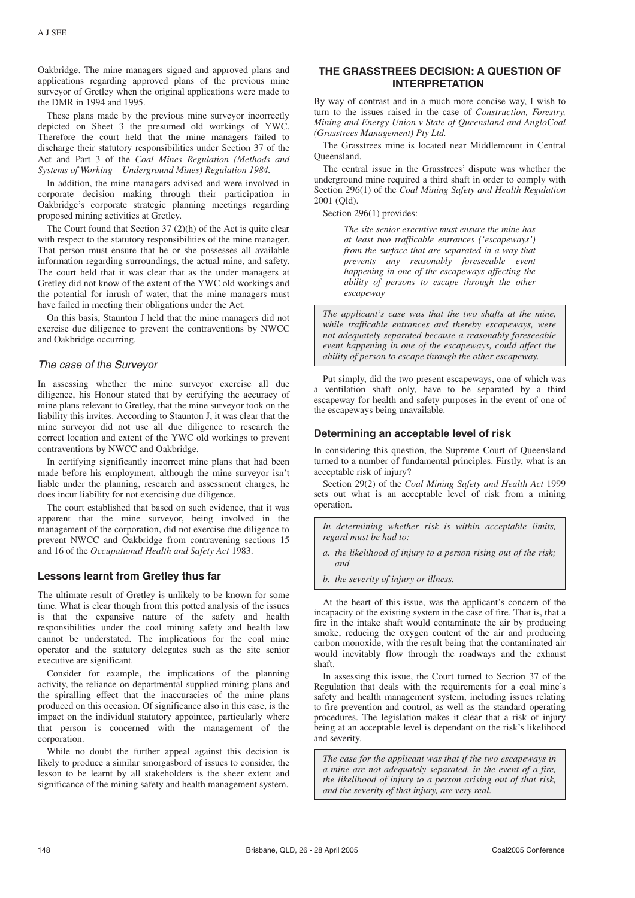Oakbridge. The mine managers signed and approved plans and applications regarding approved plans of the previous mine surveyor of Gretley when the original applications were made to the DMR in 1994 and 1995.

These plans made by the previous mine surveyor incorrectly depicted on Sheet 3 the presumed old workings of YWC. Therefore the court held that the mine managers failed to discharge their statutory responsibilities under Section 37 of the Act and Part 3 of the *Coal Mines Regulation (Methods and Systems of Working – Underground Mines) Regulation 1984.*

In addition, the mine managers advised and were involved in corporate decision making through their participation in Oakbridge's corporate strategic planning meetings regarding proposed mining activities at Gretley.

The Court found that Section 37 (2)(h) of the Act is quite clear with respect to the statutory responsibilities of the mine manager. That person must ensure that he or she possesses all available information regarding surroundings, the actual mine, and safety. The court held that it was clear that as the under managers at Gretley did not know of the extent of the YWC old workings and the potential for inrush of water, that the mine managers must have failed in meeting their obligations under the Act.

On this basis, Staunton J held that the mine managers did not exercise due diligence to prevent the contraventions by NWCC and Oakbridge occurring.

### *The case of the Surveyor*

In assessing whether the mine surveyor exercise all due diligence, his Honour stated that by certifying the accuracy of mine plans relevant to Gretley, that the mine surveyor took on the liability this invites. According to Staunton J, it was clear that the mine surveyor did not use all due diligence to research the correct location and extent of the YWC old workings to prevent contraventions by NWCC and Oakbridge.

In certifying significantly incorrect mine plans that had been made before his employment, although the mine surveyor isn't liable under the planning, research and assessment charges, he does incur liability for not exercising due diligence.

The court established that based on such evidence, that it was apparent that the mine surveyor, being involved in the management of the corporation, did not exercise due diligence to prevent NWCC and Oakbridge from contravening sections 15 and 16 of the *Occupational Health and Safety Act* 1983.

## Lessons learnt from Gretley thus far

The ultimate result of Gretley is unlikely to be known for some time. What is clear though from this potted analysis of the issues is that the expansive nature of the safety and health responsibilities under the coal mining safety and health law cannot be understated. The implications for the coal mine operator and the statutory delegates such as the site senior executive are significant.

Consider for example, the implications of the planning activity, the reliance on departmental supplied mining plans and the spiralling effect that the inaccuracies of the mine plans produced on this occasion. Of significance also in this case, is the impact on the individual statutory appointee, particularly where that person is concerned with the management of the corporation.

While no doubt the further appeal against this decision is likely to produce a similar smorgasbord of issues to consider, the lesson to be learnt by all stakeholders is the sheer extent and significance of the mining safety and health management system.

## THE GRASSTREES DECISION: A QUESTION OF INTERPRETATION

By way of contrast and in a much more concise way, I wish to turn to the issues raised in the case of *Construction, Forestry, Mining and Energy Union v State of Queensland and AngloCoal (Grasstrees Management) Pty Ltd.*

The Grasstrees mine is located near Middlemount in Central Queensland.

The central issue in the Grasstrees' dispute was whether the underground mine required a third shaft in order to comply with Section 296(1) of the *Coal Mining Safety and Health Regulation* 2001 (Qld).

Section 296(1) provides:

> *The site senior executive must ensure the mine has at least two trafficable entrances ('escapeways') from the surface that are separated in a way that prevents any reasonably foreseeable event happening in one of the escapeways affecting the ability of persons to escape through the other escapeway*

> *The applicant's case was that the two shafts at the mine, while trafficable entrances and thereby escapeways, were not adequately separated because a reasonably foreseeable event happening in one of the escapeways, could affect the ability of person to escape through the other escapeway.*

Put simply, did the two present escapeways, one of which was a ventilation shaft only, have to be separated by a third escapeway for health and safety purposes in the event of one of the escapeways being unavailable.

## Determining an acceptable level of risk

In considering this question, the Supreme Court of Queensland turned to a number of fundamental principles. Firstly, what is an acceptable risk of injury?

Section 29(2) of the *Coal Mining Safety and Health Act* 1999 sets out what is an acceptable level of risk from a mining operation.

> *In determining whether risk is within acceptable limits, regard must be had to:*
>
> *a. the likelihood of injury to a person rising out of the risk; and*
>
> *b. the severity of injury or illness.*

At the heart of this issue, was the applicant's concern of the incapacity of the existing system in the case of fire. That is, that a fire in the intake shaft would contaminate the air by producing smoke, reducing the oxygen content of the air and producing carbon monoxide, with the result being that the contaminated air would inevitably flow through the roadways and the exhaust shaft.

In assessing this issue, the Court turned to Section 37 of the Regulation that deals with the requirements for a coal mine's safety and health management system, including issues relating to fire prevention and control, as well as the standard operating procedures. The legislation makes it clear that a risk of injury being at an acceptable level is dependant on the risk's likelihood and severity.

> *The case for the applicant was that if the two escapeways in a mine are not adequately separated, in the event of a fire, the likelihood of injury to a person arising out of that risk, and the severity of that injury, are very real.*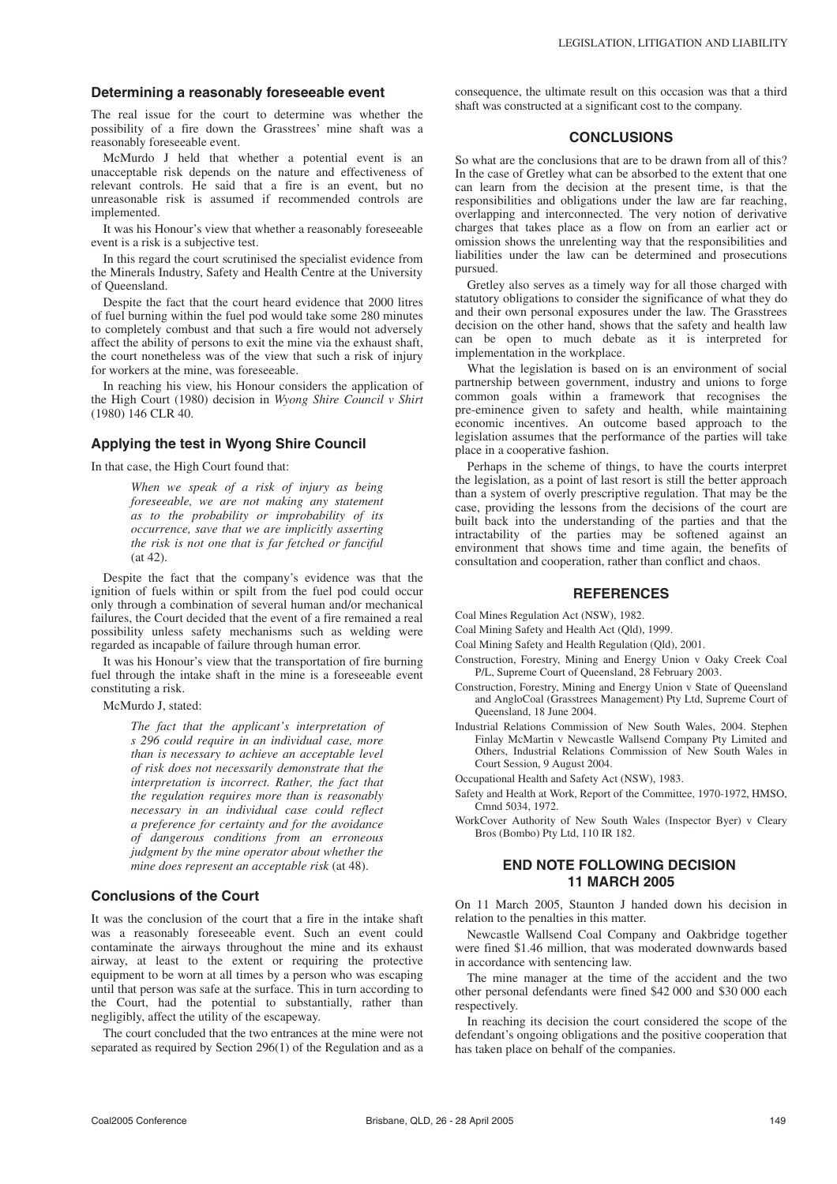### Determining a reasonably foreseeable event

The real issue for the court to determine was whether the possibility of a fire down the Grasstrees' mine shaft was a reasonably foreseeable event.

McMurdo J held that whether a potential event is an unacceptable risk depends on the nature and effectiveness of relevant controls. He said that a fire is an event, but no unreasonable risk is assumed if recommended controls are implemented.

It was his Honour's view that whether a reasonably foreseeable event is a risk is a subjective test.

In this regard the court scrutinised the specialist evidence from the Minerals Industry, Safety and Health Centre at the University of Queensland.

Despite the fact that the court heard evidence that 2000 litres of fuel burning within the fuel pod would take some 280 minutes to completely combust and that such a fire would not adversely affect the ability of persons to exit the mine via the exhaust shaft, the court nonetheless was of the view that such a risk of injury for workers at the mine, was foreseeable.

In reaching his view, his Honour considers the application of the High Court (1980) decision in *Wyong Shire Council v Shirt* (1980) 146 CLR 40.

### Applying the test in Wyong Shire Council

In that case, the High Court found that:

> *When we speak of a risk of injury as being foreseeable, we are not making any statement as to the probability or improbability of its occurrence, save that we are implicitly asserting the risk is not one that is far fetched or fanciful* (at 42).

Despite the fact that the company's evidence was that the ignition of fuels within or spilt from the fuel pod could occur only through a combination of several human and/or mechanical failures, the Court decided that the event of a fire remained a real possibility unless safety mechanisms such as welding were regarded as incapable of failure through human error.

It was his Honour's view that the transportation of fire burning fuel through the intake shaft in the mine is a foreseeable event constituting a risk.

McMurdo J, stated:

> *The fact that the applicant's interpretation of s 296 could require in an individual case, more than is necessary to achieve an acceptable level of risk does not necessarily demonstrate that the interpretation is incorrect. Rather, the fact that the regulation requires more than is reasonably necessary in an individual case could reflect a preference for certainty and for the avoidance of dangerous conditions from an erroneous judgment by the mine operator about whether the mine does represent an acceptable risk* (at 48).

### Conclusions of the Court

It was the conclusion of the court that a fire in the intake shaft was a reasonably foreseeable event. Such an event could contaminate the airways throughout the mine and its exhaust airway, at least to the extent or requiring the protective equipment to be worn at all times by a person who was escaping until that person was safe at the surface. This in turn according to the Court, had the potential to substantially, rather than negligibly, affect the utility of the escapeway.

The court concluded that the two entrances at the mine were not separated as required by Section 296(1) of the Regulation and as a consequence, the ultimate result on this occasion was that a third shaft was constructed at a significant cost to the company.

## CONCLUSIONS

So what are the conclusions that are to be drawn from all of this? In the case of Gretley what can be absorbed to the extent that one can learn from the decision at the present time, is that the responsibilities and obligations under the law are far reaching, overlapping and interconnected. The very notion of derivative charges that takes place as a flow on from an earlier act or omission shows the unrelenting way that the responsibilities and liabilities under the law can be determined and prosecutions pursued.

Gretley also serves as a timely way for all those charged with statutory obligations to consider the significance of what they do and their own personal exposures under the law. The Grasstrees decision on the other hand, shows that the safety and health law can be open to much debate as it is interpreted for implementation in the workplace.

What the legislation is based on is an environment of social partnership between government, industry and unions to forge common goals within a framework that recognises the pre-eminence given to safety and health, while maintaining economic incentives. An outcome based approach to the legislation assumes that the performance of the parties will take place in a cooperative fashion.

Perhaps in the scheme of things, to have the courts interpret the legislation, as a point of last resort is still the better approach than a system of overly prescriptive regulation. That may be the case, providing the lessons from the decisions of the court are built back into the understanding of the parties and that the intractability of the parties may be softened against an environment that shows time and time again, the benefits of consultation and cooperation, rather than conflict and chaos.

## REFERENCES

Coal Mines Regulation Act (NSW), 1982.

Coal Mining Safety and Health Act (Qld), 1999.

Coal Mining Safety and Health Regulation (Qld), 2001.

Construction, Forestry, Mining and Energy Union v Oaky Creek Coal P/L, Supreme Court of Queensland, 28 February 2003.

Construction, Forestry, Mining and Energy Union v State of Queensland and AngloCoal (Grasstrees Management) Pty Ltd, Supreme Court of Queensland, 18 June 2004.

Industrial Relations Commission of New South Wales, 2004. Stephen Finlay McMartin v Newcastle Wallsend Company Pty Limited and Others, Industrial Relations Commission of New South Wales in Court Session, 9 August 2004.

Occupational Health and Safety Act (NSW), 1983.

Safety and Health at Work, Report of the Committee, 1970-1972, HMSO, Cmnd 5034, 1972.

WorkCover Authority of New South Wales (Inspector Byer) v Cleary Bros (Bombo) Pty Ltd, 110 IR 182.

## END NOTE FOLLOWING DECISION 11 MARCH 2005

On 11 March 2005, Staunton J handed down his decision in relation to the penalties in this matter.

Newcastle Wallsend Coal Company and Oakbridge together were fined $1.46 million, that was moderated downwards based in accordance with sentencing law.

The mine manager at the time of the accident and the two other personal defendants were fined $42 000 and $30 000 each respectively.

In reaching its decision the court considered the scope of the defendant's ongoing obligations and the positive cooperation that has taken place on behalf of the companies.